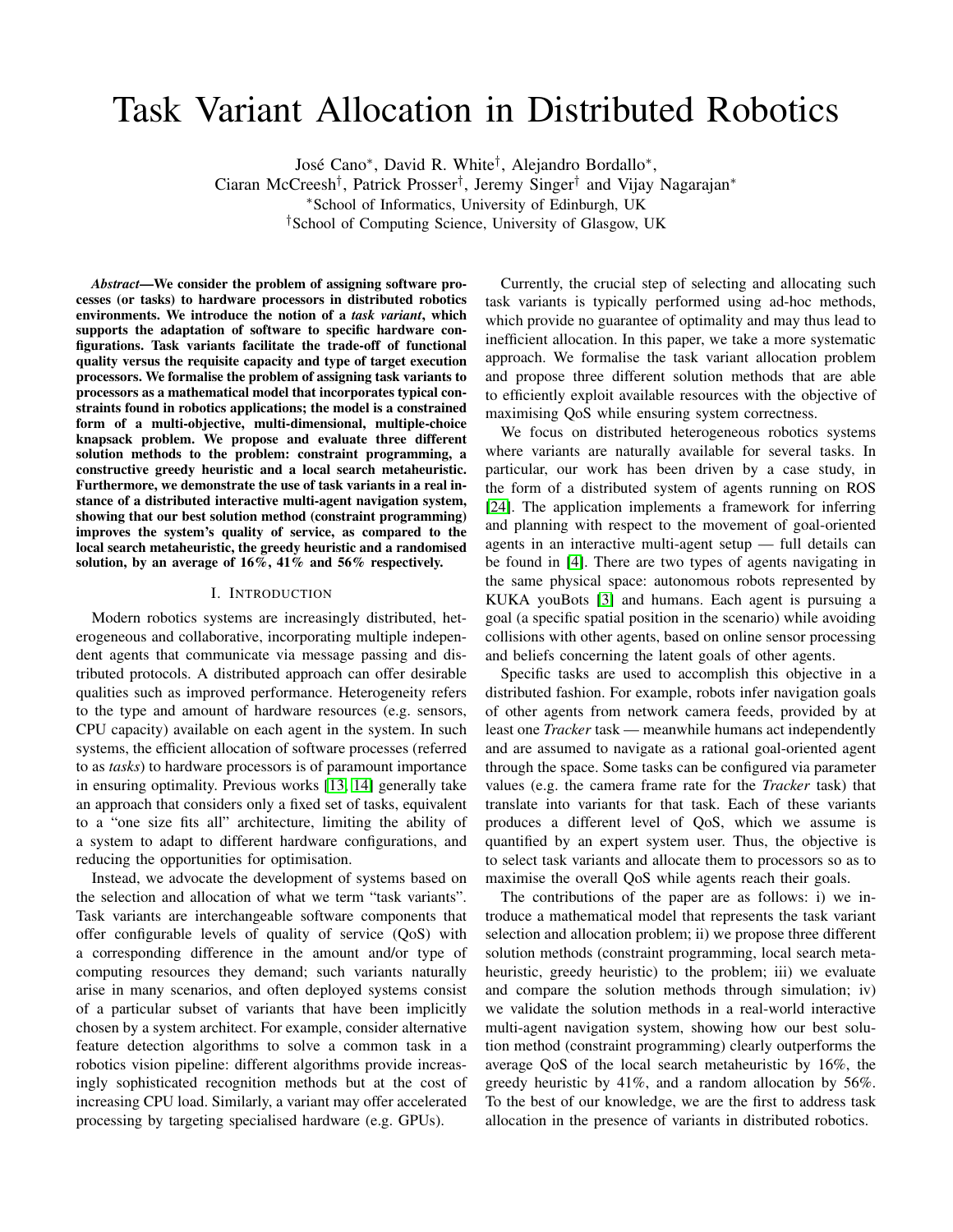# Task Variant Allocation in Distributed Robotics

José Cano[*], David R. White[†], Alejandro Bordallo[*], Ciaran McCreesh[†], Patrick Prosser[†], Jeremy Singer[†] and Vijay Nagarajan[*]

[*]School of Informatics, University of Edinburgh, UK

[†]School of Computing Science, University of Glasgow, UK

***Abstract*—We consider the problem of assigning software processes (or tasks) to hardware processors in distributed robotics environments. We introduce the notion of a *task variant*, which supports the adaptation of software to specific hardware configurations. Task variants facilitate the trade-off of functional quality versus the requisite capacity and type of target execution processors. We formalise the problem of assigning task variants to processors as a mathematical model that incorporates typical constraints found in robotics applications; the model is a constrained form of a multi-objective, multi-dimensional, multiple-choice knapsack problem. We propose and evaluate three different solution methods to the problem: constraint programming, a constructive greedy heuristic and a local search metaheuristic. Furthermore, we demonstrate the use of task variants in a real instance of a distributed interactive multi-agent navigation system, showing that our best solution method (constraint programming) improves the system's quality of service, as compared to the local search metaheuristic, the greedy heuristic and a randomised solution, by an average of 16%, 41% and 56% respectively.**

## I. Introduction

Modern robotics systems are increasingly distributed, heterogeneous and collaborative, incorporating multiple independent agents that communicate via message passing and distributed protocols. A distributed approach can offer desirable qualities such as improved performance. Heterogeneity refers to the type and amount of hardware resources (e.g. sensors, CPU capacity) available on each agent in the system. In such systems, the efficient allocation of software processes (referred to as *tasks*) to hardware processors is of paramount importance in ensuring optimality. Previous works [13, 14] generally take an approach that considers only a fixed set of tasks, equivalent to a "one size fits all" architecture, limiting the ability of a system to adapt to different hardware configurations, and reducing the opportunities for optimisation.

Instead, we advocate the development of systems based on the selection and allocation of what we term "task variants". Task variants are interchangeable software components that offer configurable levels of quality of service (QoS) with a corresponding difference in the amount and/or type of computing resources they demand; such variants naturally arise in many scenarios, and often deployed systems consist of a particular subset of variants that have been implicitly chosen by a system architect. For example, consider alternative feature detection algorithms to solve a common task in a robotics vision pipeline: different algorithms provide increasingly sophisticated recognition methods but at the cost of increasing CPU load. Similarly, a variant may offer accelerated processing by targeting specialised hardware (e.g. GPUs).

Currently, the crucial step of selecting and allocating such task variants is typically performed using ad-hoc methods, which provide no guarantee of optimality and may thus lead to inefficient allocation. In this paper, we take a more systematic approach. We formalise the task variant allocation problem and propose three different solution methods that are able to efficiently exploit available resources with the objective of maximising QoS while ensuring system correctness.

We focus on distributed heterogeneous robotics systems where variants are naturally available for several tasks. In particular, our work has been driven by a case study, in the form of a distributed system of agents running on ROS [24]. The application implements a framework for inferring and planning with respect to the movement of goal-oriented agents in an interactive multi-agent setup — full details can be found in [4]. There are two types of agents navigating in the same physical space: autonomous robots represented by KUKA youBots [3] and humans. Each agent is pursuing a goal (a specific spatial position in the scenario) while avoiding collisions with other agents, based on online sensor processing and beliefs concerning the latent goals of other agents.

Specific tasks are used to accomplish this objective in a distributed fashion. For example, robots infer navigation goals of other agents from network camera feeds, provided by at least one *Tracker* task — meanwhile humans act independently and are assumed to navigate as a rational goal-oriented agent through the space. Some tasks can be configured via parameter values (e.g. the camera frame rate for the *Tracker* task) that translate into variants for that task. Each of these variants produces a different level of QoS, which we assume is quantified by an expert system user. Thus, the objective is to select task variants and allocate them to processors so as to maximise the overall QoS while agents reach their goals.

The contributions of the paper are as follows: i) we introduce a mathematical model that represents the task variant selection and allocation problem; ii) we propose three different solution methods (constraint programming, local search metaheuristic, greedy heuristic) to the problem; iii) we evaluate and compare the solution methods through simulation; iv) we validate the solution methods in a real-world interactive multi-agent navigation system, showing how our best solution method (constraint programming) clearly outperforms the average QoS of the local search metaheuristic by 16%, the greedy heuristic by 41%, and a random allocation by 56%. To the best of our knowledge, we are the first to address task allocation in the presence of variants in distributed robotics.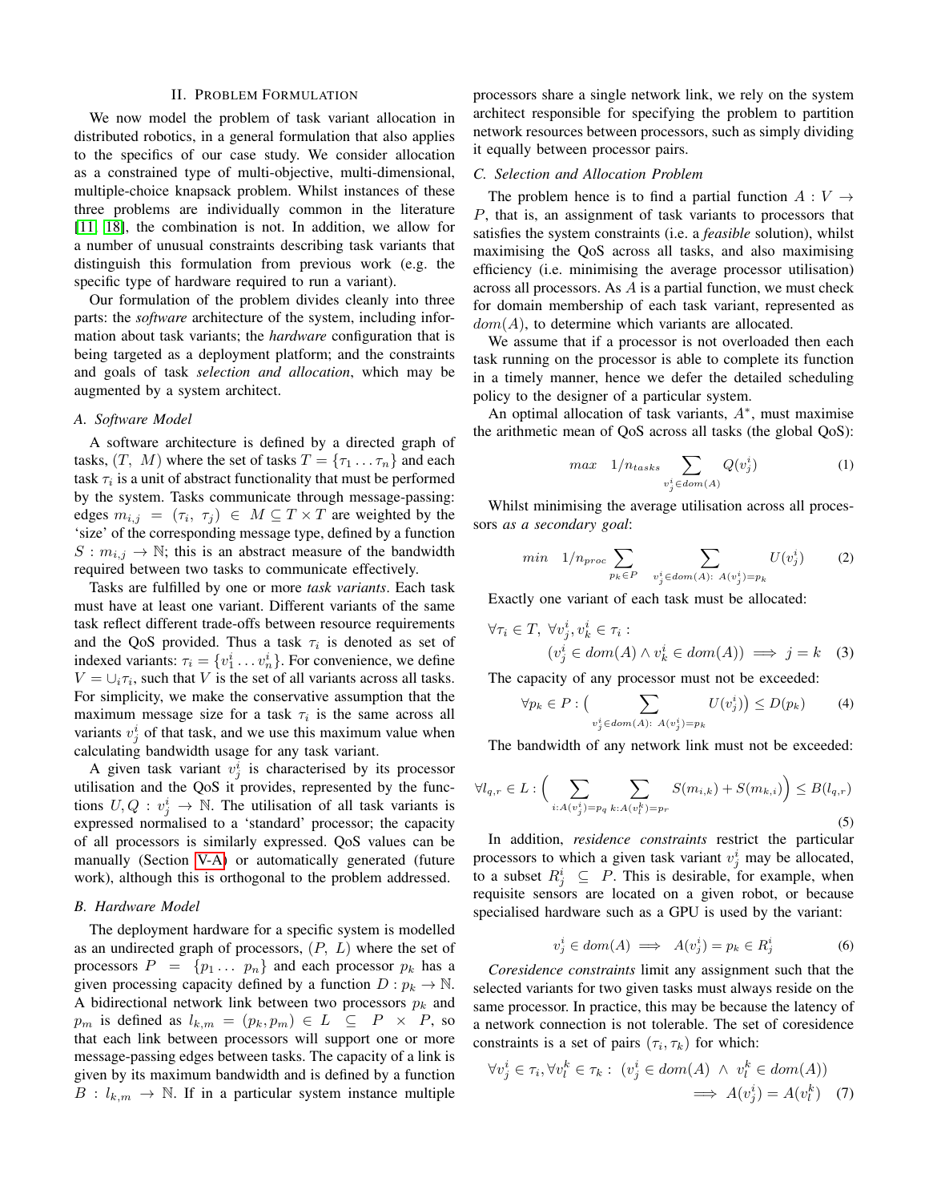## II. Problem Formulation

We now model the problem of task variant allocation in distributed robotics, in a general formulation that also applies to the specifics of our case study. We consider allocation as a constrained type of multi-objective, multi-dimensional, multiple-choice knapsack problem. Whilst instances of these three problems are individually common in the literature [11] [18], the combination is not. In addition, we allow for a number of unusual constraints describing task variants that distinguish this formulation from previous work (e.g. the specific type of hardware required to run a variant).

Our formulation of the problem divides cleanly into three parts: the *software* architecture of the system, including information about task variants; the *hardware* configuration that is being targeted as a deployment platform; and the constraints and goals of task *selection and allocation*, which may be augmented by a system architect.

### A. Software Model

A software architecture is defined by a directed graph of tasks, $(T,\ M)$ where the set of tasks $T = \{\tau_1 \ldots \tau_n\}$ and each task $\tau_i$ is a unit of abstract functionality that must be performed by the system. Tasks communicate through message-passing: edges $m_{i,j} = (\tau_i,\ \tau_j) \in M \subseteq T \times T$ are weighted by the 'size' of the corresponding message type, defined by a function $S : m_{i,j} \rightarrow \mathbb{N}$; this is an abstract measure of the bandwidth required between two tasks to communicate effectively.

Tasks are fulfilled by one or more *task variants*. Each task must have at least one variant. Different variants of the same task reflect different trade-offs between resource requirements and the QoS provided. Thus a task $\tau_i$ is denoted as set of indexed variants: $\tau_i = \{v^i_1 \ldots v^i_n\}$. For convenience, we define $V = \cup_i \tau_i$, such that $V$ is the set of all variants across all tasks. For simplicity, we make the conservative assumption that the maximum message size for a task $\tau_i$ is the same across all variants $v^i_j$ of that task, and we use this maximum value when calculating bandwidth usage for any task variant.

A given task variant $v^i_j$ is characterised by its processor utilisation and the QoS it provides, represented by the functions $U, Q : v^i_j \rightarrow \mathbb{N}$. The utilisation of all task variants is expressed normalised to a 'standard' processor; the capacity of all processors is similarly expressed. QoS values can be manually (Section V-A) or automatically generated (future work), although this is orthogonal to the problem addressed.

### B. Hardware Model

The deployment hardware for a specific system is modelled as an undirected graph of processors, $(P,\ L)$ where the set of processors $P = \{p_1 \ldots\ p_n\}$ and each processor $p_k$ has a given processing capacity defined by a function $D : p_k \rightarrow \mathbb{N}$. A bidirectional network link between two processors $p_k$ and $p_m$ is defined as $l_{k,m} = (p_k, p_m) \in L \subseteq P \times P$, so that each link between processors will support one or more message-passing edges between tasks. The capacity of a link is given by its maximum bandwidth and is defined by a function $B : l_{k,m} \rightarrow \mathbb{N}$. If in a particular system instance multiple processors share a single network link, we rely on the system architect responsible for specifying the problem to partition network resources between processors, such as simply dividing it equally between processor pairs.

### C. Selection and Allocation Problem

The problem hence is to find a partial function $A : V \rightarrow P$, that is, an assignment of task variants to processors that satisfies the system constraints (i.e. a *feasible* solution), whilst maximising the QoS across all tasks, and also maximising efficiency (i.e. minimising the average processor utilisation) across all processors. As $A$ is a partial function, we must check for domain membership of each task variant, represented as $dom(A)$, to determine which variants are allocated.

We assume that if a processor is not overloaded then each task running on the processor is able to complete its function in a timely manner, hence we defer the detailed scheduling policy to the designer of a particular system.

An optimal allocation of task variants, $A^*$, must maximise the arithmetic mean of QoS across all tasks (the global QoS):

$$max \quad 1/n_{tasks} \sum_{v^i_j \in dom(A)} Q(v^i_j) \tag{1}$$

Whilst minimising the average utilisation across all processors *as a secondary goal*:

$$min \quad 1/n_{proc} \sum_{p_k \in P} \quad \sum_{v^i_j \in dom(A):\ A(v^i_j) = p_k} U(v^i_j) \tag{2}$$

Exactly one variant of each task must be allocated:

$$\forall \tau_i \in T,\ \forall v^i_j, v^i_k \in \tau_i : \\ (v^i_j \in dom(A) \wedge v^i_k \in dom(A)) \implies j = k \tag{3}$$

The capacity of any processor must not be exceeded:

$$\forall p_k \in P : \Big( \sum_{v^i_j \in dom(A):\ A(v^i_j) = p_k} U(v^i_j) \Big) \leq D(p_k) \tag{4}$$

The bandwidth of any network link must not be exceeded:

$$\forall l_{q,r} \in L : \Big( \sum_{i : A(v^i_j) = p_q} \ \sum_{k : A(v^k_l) = p_r} S(m_{i,k}) + S(m_{k,i}) \Big) \leq B(l_{q,r}) \tag{5}$$

In addition, *residence constraints* restrict the particular processors to which a given task variant $v^i_j$ may be allocated, to a subset $R^i_j \subseteq P$. This is desirable, for example, when requisite sensors are located on a given robot, or because specialised hardware such as a GPU is used by the variant:

$$v^i_j \in dom(A) \implies A(v^i_j) = p_k \in R^i_j \tag{6}$$

*Coresidence constraints* limit any assignment such that the selected variants for two given tasks must always reside on the same processor. In practice, this may be because the latency of a network connection is not tolerable. The set of coresidence constraints is a set of pairs $(\tau_i, \tau_k)$ for which:

$$\forall v^i_j \in \tau_i, \forall v^k_l \in \tau_k : \ (v^i_j \in dom(A) \ \wedge \ v^k_l \in dom(A)) \\ \implies A(v^i_j) = A(v^k_l) \tag{7}$$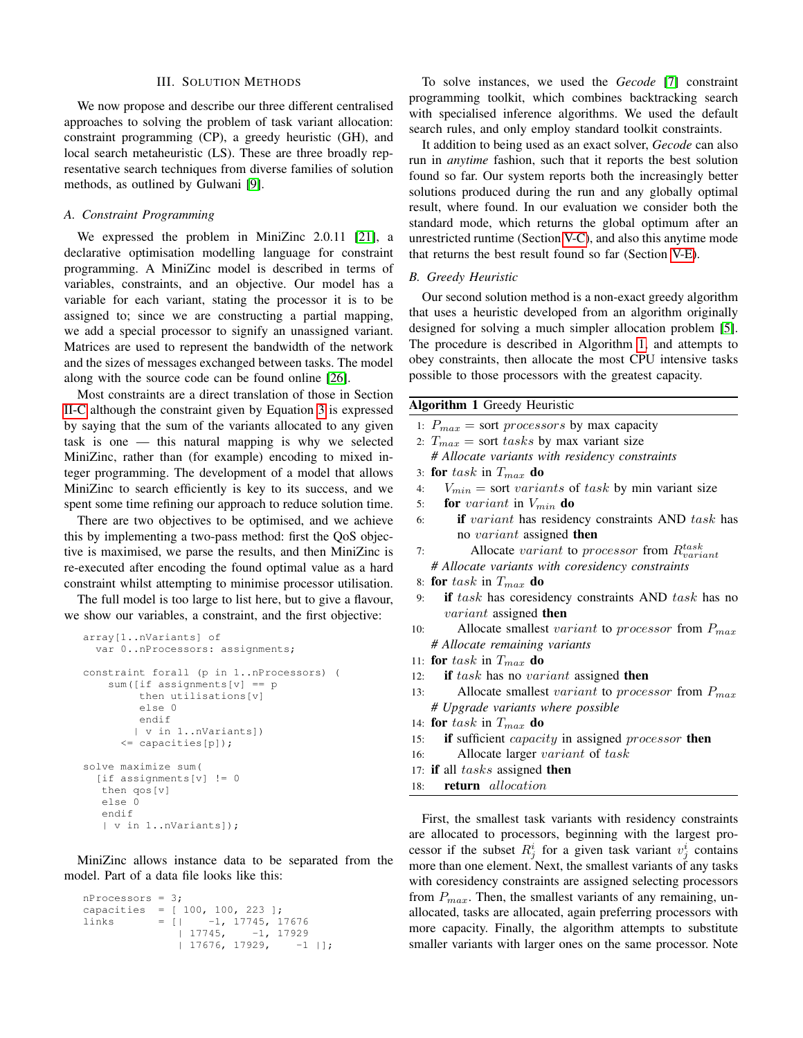## III. Solution Methods

We now propose and describe our three different centralised approaches to solving the problem of task variant allocation: constraint programming (CP), a greedy heuristic (GH), and local search metaheuristic (LS). These are three broadly representative search techniques from diverse families of solution methods, as outlined by Gulwani [9].

### A. Constraint Programming

We expressed the problem in MiniZinc 2.0.11 [21], a declarative optimisation modelling language for constraint programming. A MiniZinc model is described in terms of variables, constraints, and an objective. Our model has a variable for each variant, stating the processor it is to be assigned to; since we are constructing a partial mapping, we add a special processor to signify an unassigned variant. Matrices are used to represent the bandwidth of the network and the sizes of messages exchanged between tasks. The model along with the source code can be found online [26].

Most constraints are a direct translation of those in Section II-C although the constraint given by Equation 3 is expressed by saying that the sum of the variants allocated to any given task is one — this natural mapping is why we selected MiniZinc, rather than (for example) encoding to mixed integer programming. The development of a model that allows MiniZinc to search efficiently is key to its success, and we spent some time refining our approach to reduce solution time.

There are two objectives to be optimised, and we achieve this by implementing a two-pass method: first the QoS objective is maximised, we parse the results, and then MiniZinc is re-executed after encoding the found optimal value as a hard constraint whilst attempting to minimise processor utilisation.

The full model is too large to list here, but to give a flavour, we show our variables, a constraint, and the first objective:

```
array[1..nVariants] of
  var 0..nProcessors: assignments;

constraint forall (p in 1..nProcessors) (
    sum([if assignments[v] == p
          then utilisations[v]
          else 0
          endif
         | v in 1..nVariants])
      <= capacities[p]);

solve maximize sum(
  [if assignments[v] != 0
   then qos[v]
   else 0
   endif
   | v in 1..nVariants]);
```

MiniZinc allows instance data to be separated from the model. Part of a data file looks like this:

```
nProcessors = 3;
capacities  = [ 100, 100, 223 ];
links       = [|    -1, 17745, 17676
               | 17745,    -1, 17929
               | 17676, 17929,    -1 |];
```

To solve instances, we used the *Gecode* [7] constraint programming toolkit, which combines backtracking search with specialised inference algorithms. We used the default search rules, and only employ standard toolkit constraints.

It addition to being used as an exact solver, *Gecode* can also run in *anytime* fashion, such that it reports the best solution found so far. Our system reports both the increasingly better solutions produced during the run and any globally optimal result, where found. In our evaluation we consider both the standard mode, which returns the global optimum after an unrestricted runtime (Section V-C), and also this anytime mode that returns the best result found so far (Section V-E).

### B. Greedy Heuristic

Our second solution method is a non-exact greedy algorithm that uses a heuristic developed from an algorithm originally designed for solving a much simpler allocation problem [5]. The procedure is described in Algorithm 1, and attempts to obey constraints, then allocate the most CPU intensive tasks possible to those processors with the greatest capacity.

**Algorithm 1** Greedy Heuristic

1: $P_{max}$ = sort *processors* by max capacity
2: $T_{max}$ = sort *tasks* by max variant size
   *# Allocate variants with residency constraints*
3: **for** *task* in $T_{max}$ **do**
4:   $V_{min}$ = sort *variants* of *task* by min variant size
5:   **for** *variant* in $V_{min}$ **do**
6:     **if** *variant* has residency constraints AND *task* has no *variant* assigned **then**
7:       Allocate *variant* to *processor* from $R^{task}_{variant}$
   *# Allocate variants with coresidency constraints*
8: **for** *task* in $T_{max}$ **do**
9:   **if** *task* has coresidency constraints AND *task* has no *variant* assigned **then**
10:     Allocate smallest *variant* to *processor* from $P_{max}$
   *# Allocate remaining variants*
11: **for** *task* in $T_{max}$ **do**
12:   **if** *task* has no *variant* assigned **then**
13:     Allocate smallest *variant* to *processor* from $P_{max}$
   *# Upgrade variants where possible*
14: **for** *task* in $T_{max}$ **do**
15:   **if** sufficient *capacity* in assigned *processor* **then**
16:     Allocate larger *variant* of *task*
17: **if** all *tasks* assigned **then**
18:   **return** *allocation*

First, the smallest task variants with residency constraints are allocated to processors, beginning with the largest processor if the subset $R^i_j$ for a given task variant $v^i_j$ contains more than one element. Next, the smallest variants of any tasks with coresidency constraints are assigned selecting processors from $P_{max}$. Then, the smallest variants of any remaining, unallocated, tasks are allocated, again preferring processors with more capacity. Finally, the algorithm attempts to substitute smaller variants with larger ones on the same processor. Note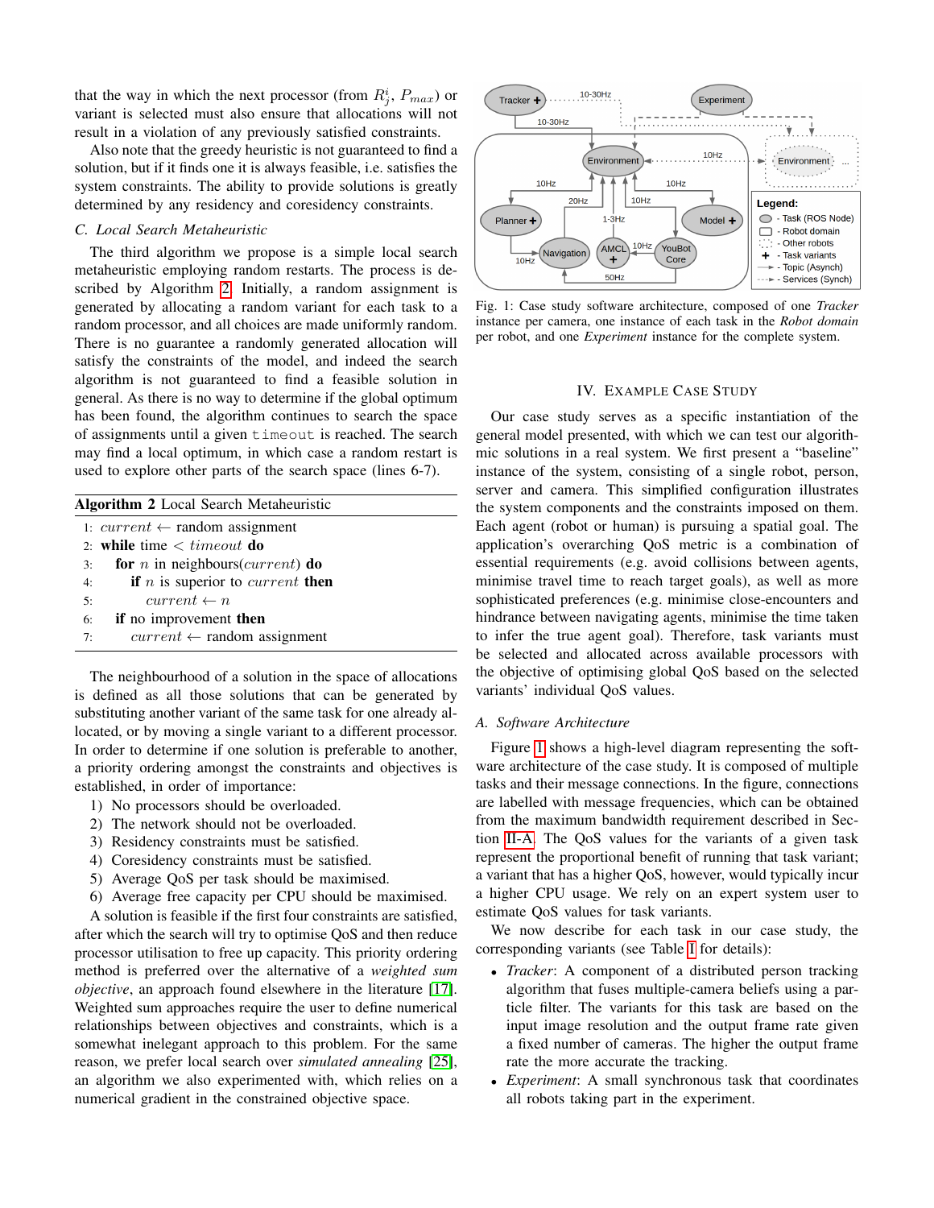that the way in which the next processor (from $R_j^i$, $P_{max}$) or variant is selected must also ensure that allocations will not result in a violation of any previously satisfied constraints.

Also note that the greedy heuristic is not guaranteed to find a solution, but if it finds one it is always feasible, i.e. satisfies the system constraints. The ability to provide solutions is greatly determined by any residency and coresidency constraints.

### C. Local Search Metaheuristic

The third algorithm we propose is a simple local search metaheuristic employing random restarts. The process is described by Algorithm 2. Initially, a random assignment is generated by allocating a random variant for each task to a random processor, and all choices are made uniformly random. There is no guarantee a randomly generated allocation will satisfy the constraints of the model, and indeed the search algorithm is not guaranteed to find a feasible solution in general. As there is no way to determine if the global optimum has been found, the algorithm continues to search the space of assignments until a given `timeout` is reached. The search may find a local optimum, in which case a random restart is used to explore other parts of the search space (lines 6-7).

**Algorithm 2** Local Search Metaheuristic

```
1: current ← random assignment
2: while time < timeout do
3:   for n in neighbours(current) do
4:     if n is superior to current then
5:       current ← n
6:   if no improvement then
7:     current ← random assignment
```

The neighbourhood of a solution in the space of allocations is defined as all those solutions that can be generated by substituting another variant of the same task for one already allocated, or by moving a single variant to a different processor. In order to determine if one solution is preferable to another, a priority ordering amongst the constraints and objectives is established, in order of importance:

1) No processors should be overloaded.
2) The network should not be overloaded.
3) Residency constraints must be satisfied.
4) Coresidency constraints must be satisfied.
5) Average QoS per task should be maximised.
6) Average free capacity per CPU should be maximised.

A solution is feasible if the first four constraints are satisfied, after which the search will try to optimise QoS and then reduce processor utilisation to free up capacity. This priority ordering method is preferred over the alternative of a *weighted sum objective*, an approach found elsewhere in the literature [17]. Weighted sum approaches require the user to define numerical relationships between objectives and constraints, which is a somewhat inelegant approach to this problem. For the same reason, we prefer local search over *simulated annealing* [25], an algorithm we also experimented with, which relies on a numerical gradient in the constrained objective space.

Fig. 1: Case study software architecture, composed of one *Tracker* instance per camera, one instance of each task in the *Robot domain* per robot, and one *Experiment* instance for the complete system.

## IV. Example Case Study

Our case study serves as a specific instantiation of the general model presented, with which we can test our algorithmic solutions in a real system. We first present a "baseline" instance of the system, consisting of a single robot, person, server and camera. This simplified configuration illustrates the system components and the constraints imposed on them. Each agent (robot or human) is pursuing a spatial goal. The application's overarching QoS metric is a combination of essential requirements (e.g. avoid collisions between agents, minimise travel time to reach target goals), as well as more sophisticated preferences (e.g. minimise close-encounters and hindrance between navigating agents, minimise the time taken to infer the true agent goal). Therefore, task variants must be selected and allocated across available processors with the objective of optimising global QoS based on the selected variants' individual QoS values.

### A. Software Architecture

Figure 1 shows a high-level diagram representing the software architecture of the case study. It is composed of multiple tasks and their message connections. In the figure, connections are labelled with message frequencies, which can be obtained from the maximum bandwidth requirement described in Section II-A. The QoS values for the variants of a given task represent the proportional benefit of running that task variant; a variant that has a higher QoS, however, would typically incur a higher CPU usage. We rely on an expert system user to estimate QoS values for task variants.

We now describe for each task in our case study, the corresponding variants (see Table I for details):

- *Tracker*: A component of a distributed person tracking algorithm that fuses multiple-camera beliefs using a particle filter. The variants for this task are based on the input image resolution and the output frame rate given a fixed number of cameras. The higher the output frame rate the more accurate the tracking.
- *Experiment*: A small synchronous task that coordinates all robots taking part in the experiment.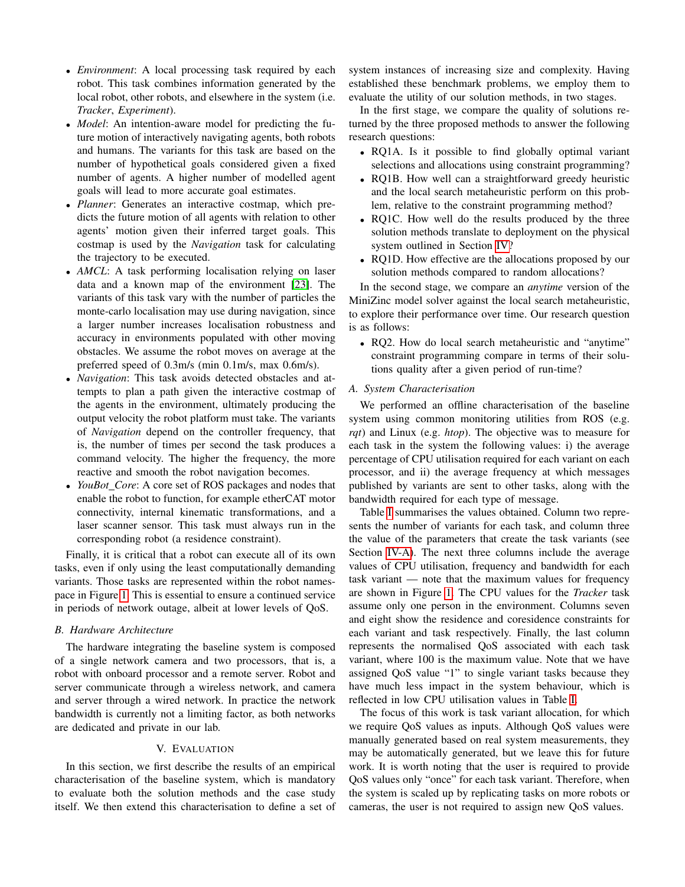- *Environment*: A local processing task required by each robot. This task combines information generated by the local robot, other robots, and elsewhere in the system (i.e. *Tracker*, *Experiment*).
- *Model*: An intention-aware model for predicting the future motion of interactively navigating agents, both robots and humans. The variants for this task are based on the number of hypothetical goals considered given a fixed number of agents. A higher number of modelled agent goals will lead to more accurate goal estimates.
- *Planner*: Generates an interactive costmap, which predicts the future motion of all agents with relation to other agents' motion given their inferred target goals. This costmap is used by the *Navigation* task for calculating the trajectory to be executed.
- *AMCL*: A task performing localisation relying on laser data and a known map of the environment [23]. The variants of this task vary with the number of particles the monte-carlo localisation may use during navigation, since a larger number increases localisation robustness and accuracy in environments populated with other moving obstacles. We assume the robot moves on average at the preferred speed of 0.3m/s (min 0.1m/s, max 0.6m/s).
- *Navigation*: This task avoids detected obstacles and attempts to plan a path given the interactive costmap of the agents in the environment, ultimately producing the output velocity the robot platform must take. The variants of *Navigation* depend on the controller frequency, that is, the number of times per second the task produces a command velocity. The higher the frequency, the more reactive and smooth the robot navigation becomes.
- *YouBot_Core*: A core set of ROS packages and nodes that enable the robot to function, for example etherCAT motor connectivity, internal kinematic transformations, and a laser scanner sensor. This task must always run in the corresponding robot (a residence constraint).

Finally, it is critical that a robot can execute all of its own tasks, even if only using the least computationally demanding variants. Those tasks are represented within the robot namespace in Figure 1. This is essential to ensure a continued service in periods of network outage, albeit at lower levels of QoS.

### B. Hardware Architecture

The hardware integrating the baseline system is composed of a single network camera and two processors, that is, a robot with onboard processor and a remote server. Robot and server communicate through a wireless network, and camera and server through a wired network. In practice the network bandwidth is currently not a limiting factor, as both networks are dedicated and private in our lab.

## V. Evaluation

In this section, we first describe the results of an empirical characterisation of the baseline system, which is mandatory to evaluate both the solution methods and the case study itself. We then extend this characterisation to define a set of system instances of increasing size and complexity. Having established these benchmark problems, we employ them to evaluate the utility of our solution methods, in two stages.

In the first stage, we compare the quality of solutions returned by the three proposed methods to answer the following research questions:

- RQ1A. Is it possible to find globally optimal variant selections and allocations using constraint programming?
- RQ1B. How well can a straightforward greedy heuristic and the local search metaheuristic perform on this problem, relative to the constraint programming method?
- RQ1C. How well do the results produced by the three solution methods translate to deployment on the physical system outlined in Section IV?
- RQ1D. How effective are the allocations proposed by our solution methods compared to random allocations?

In the second stage, we compare an *anytime* version of the MiniZinc model solver against the local search metaheuristic, to explore their performance over time. Our research question is as follows:

- RQ2. How do local search metaheuristic and "anytime" constraint programming compare in terms of their solutions quality after a given period of run-time?

### A. System Characterisation

We performed an offline characterisation of the baseline system using common monitoring utilities from ROS (e.g. *rqt*) and Linux (e.g. *htop*). The objective was to measure for each task in the system the following values: i) the average percentage of CPU utilisation required for each variant on each processor, and ii) the average frequency at which messages published by variants are sent to other tasks, along with the bandwidth required for each type of message.

Table I summarises the values obtained. Column two represents the number of variants for each task, and column three the value of the parameters that create the task variants (see Section IV-A). The next three columns include the average values of CPU utilisation, frequency and bandwidth for each task variant — note that the maximum values for frequency are shown in Figure 1. The CPU values for the *Tracker* task assume only one person in the environment. Columns seven and eight show the residence and coresidence constraints for each variant and task respectively. Finally, the last column represents the normalised QoS associated with each task variant, where 100 is the maximum value. Note that we have assigned QoS value "1" to single variant tasks because they have much less impact in the system behaviour, which is reflected in low CPU utilisation values in Table I.

The focus of this work is task variant allocation, for which we require QoS values as inputs. Although QoS values were manually generated based on real system measurements, they may be automatically generated, but we leave this for future work. It is worth noting that the user is required to provide QoS values only "once" for each task variant. Therefore, when the system is scaled up by replicating tasks on more robots or cameras, the user is not required to assign new QoS values.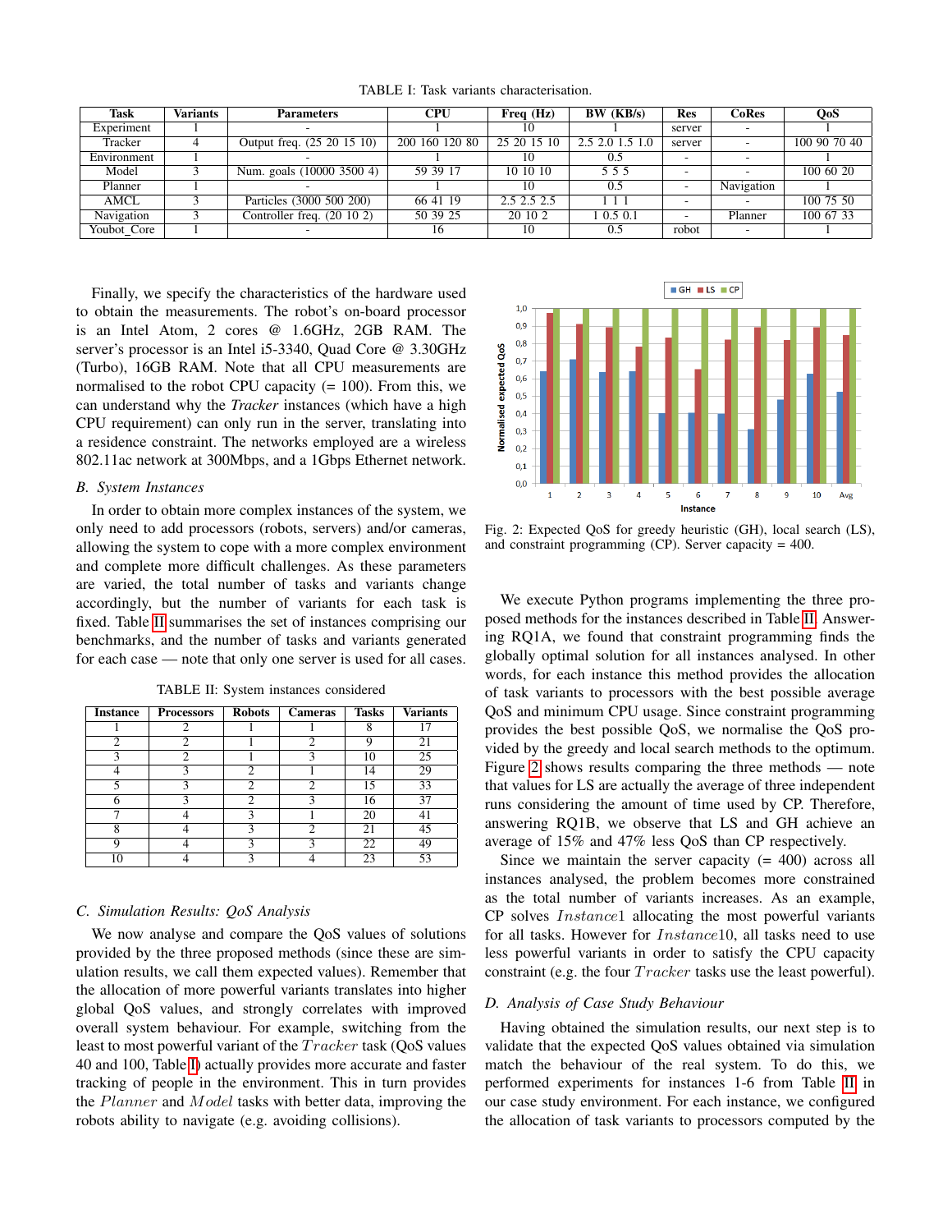TABLE I: Task variants characterisation.

| Task | Variants | Parameters | CPU | Freq (Hz) | BW (KB/s) | Res | CoRes | QoS |
|---|---|---|---|---|---|---|---|---|
| Experiment | 1 | - | 1 | 10 | 1 | server | - | 1 |
| Tracker | 4 | Output freq. (25 20 15 10) | 200 160 120 80 | 25 20 15 10 | 2.5 2.0 1.5 1.0 | server | - | 100 90 70 40 |
| Environment | 1 | - | 1 | 10 | 0.5 | - | - | 1 |
| Model | 3 | Num. goals (10000 3500 4) | 59 39 17 | 10 10 10 | 5 5 5 | - | - | 100 60 20 |
| Planner | 1 | - | 1 | 10 | 0.5 | - | Navigation | 1 |
| AMCL | 3 | Particles (3000 500 200) | 66 41 19 | 2.5 2.5 2.5 | 1 1 1 | - | - | 100 75 50 |
| Navigation | 3 | Controller freq. (20 10 2) | 50 39 25 | 20 10 2 | 1 0.5 0.1 | - | Planner | 100 67 33 |
| Youbot_Core | 1 | - | 16 | 10 | 0.5 | robot | - | 1 |

Finally, we specify the characteristics of the hardware used to obtain the measurements. The robot's on-board processor is an Intel Atom, 2 cores @ 1.6GHz, 2GB RAM. The server's processor is an Intel i5-3340, Quad Core @ 3.30GHz (Turbo), 16GB RAM. Note that all CPU measurements are normalised to the robot CPU capacity (= 100). From this, we can understand why the *Tracker* instances (which have a high CPU requirement) can only run in the server, translating into a residence constraint. The networks employed are a wireless 802.11ac network at 300Mbps, and a 1Gbps Ethernet network.

### B. System Instances

In order to obtain more complex instances of the system, we only need to add processors (robots, servers) and/or cameras, allowing the system to cope with a more complex environment and complete more difficult challenges. As these parameters are varied, the total number of tasks and variants change accordingly, but the number of variants for each task is fixed. Table II summarises the set of instances comprising our benchmarks, and the number of tasks and variants generated for each case — note that only one server is used for all cases.

TABLE II: System instances considered

| Instance | Processors | Robots | Cameras | Tasks | Variants |
|---|---|---|---|---|---|
| 1 | 2 | 1 | 1 | 8 | 17 |
| 2 | 2 | 1 | 2 | 9 | 21 |
| 3 | 2 | 1 | 3 | 10 | 25 |
| 4 | 3 | 2 | 1 | 14 | 29 |
| 5 | 3 | 2 | 2 | 15 | 33 |
| 6 | 3 | 2 | 3 | 16 | 37 |
| 7 | 4 | 3 | 1 | 20 | 41 |
| 8 | 4 | 3 | 2 | 21 | 45 |
| 9 | 4 | 3 | 3 | 22 | 49 |
| 10 | 4 | 3 | 4 | 23 | 53 |

### C. Simulation Results: QoS Analysis

We now analyse and compare the QoS values of solutions provided by the three proposed methods (since these are simulation results, we call them expected values). Remember that the allocation of more powerful variants translates into higher global QoS values, and strongly correlates with improved overall system behaviour. For example, switching from the least to most powerful variant of the $Tracker$ task (QoS values 40 and 100, Table I) actually provides more accurate and faster tracking of people in the environment. This in turn provides the $Planner$ and $Model$ tasks with better data, improving the robots ability to navigate (e.g. avoiding collisions).

Fig. 2: Expected QoS for greedy heuristic (GH), local search (LS), and constraint programming (CP). Server capacity = 400.

We execute Python programs implementing the three proposed methods for the instances described in Table II. Answering RQ1A, we found that constraint programming finds the globally optimal solution for all instances analysed. In other words, for each instance this method provides the allocation of task variants to processors with the best possible average QoS and minimum CPU usage. Since constraint programming provides the best possible QoS, we normalise the QoS provided by the greedy and local search methods to the optimum. Figure 2 shows results comparing the three methods — note that values for LS are actually the average of three independent runs considering the amount of time used by CP. Therefore, answering RQ1B, we observe that LS and GH achieve an average of 15% and 47% less QoS than CP respectively.

Since we maintain the server capacity (= 400) across all instances analysed, the problem becomes more constrained as the total number of variants increases. As an example, CP solves $Instance1$ allocating the most powerful variants for all tasks. However for $Instance10$, all tasks need to use less powerful variants in order to satisfy the CPU capacity constraint (e.g. the four $Tracker$ tasks use the least powerful).

### D. Analysis of Case Study Behaviour

Having obtained the simulation results, our next step is to validate that the expected QoS values obtained via simulation match the behaviour of the real system. To do this, we performed experiments for instances 1-6 from Table II in our case study environment. For each instance, we configured the allocation of task variants to processors computed by the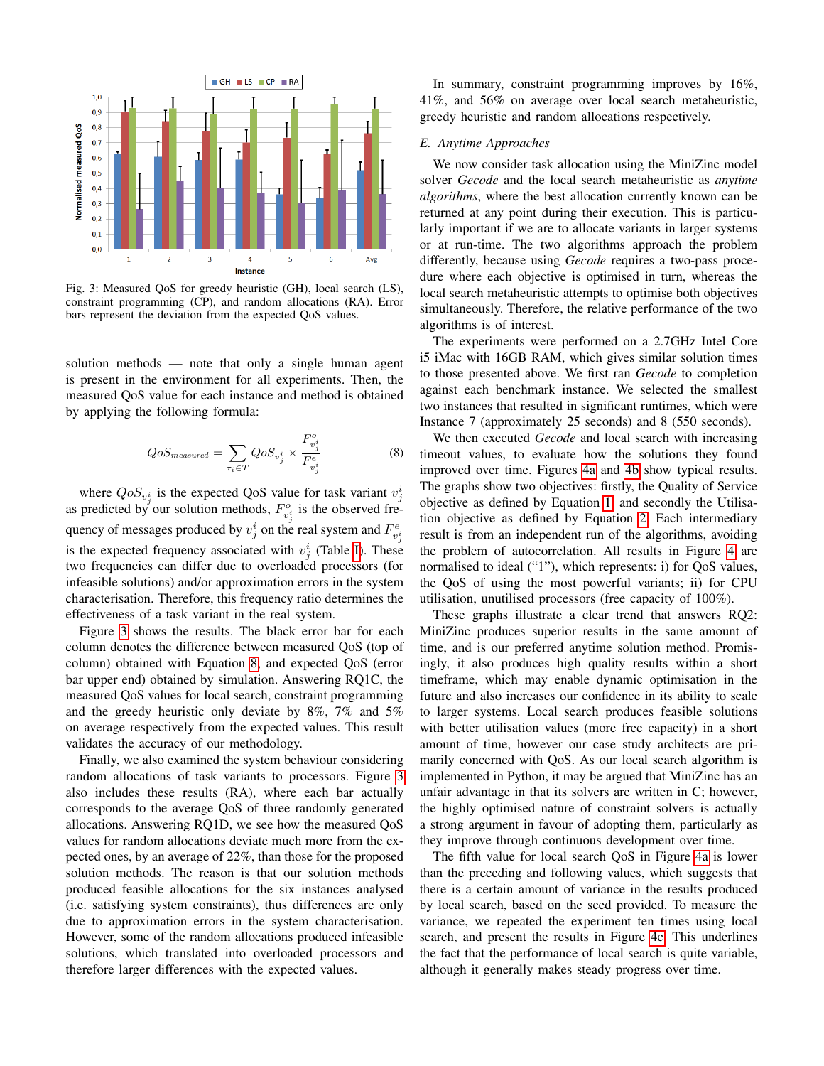Fig. 3: Measured QoS for greedy heuristic (GH), local search (LS), constraint programming (CP), and random allocations (RA). Error bars represent the deviation from the expected QoS values.

solution methods — note that only a single human agent is present in the environment for all experiments. Then, the measured QoS value for each instance and method is obtained by applying the following formula:

$$QoS_{measured} = \sum_{\tau_i \in T} QoS_{v_j^i} \times \frac{F^o_{v_j^i}}{F^e_{v_j^i}} \tag{8}$$

where $QoS_{v_j^i}$ is the expected QoS value for task variant $v_j^i$ as predicted by our solution methods, $F^o_{v_j^i}$ is the observed frequency of messages produced by $v_j^i$ on the real system and $F^e_{v_j^i}$ is the expected frequency associated with $v_j^i$ (Table I). These two frequencies can differ due to overloaded processors (for infeasible solutions) and/or approximation errors in the system characterisation. Therefore, this frequency ratio determines the effectiveness of a task variant in the real system.

Figure 3 shows the results. The black error bar for each column denotes the difference between measured QoS (top of column) obtained with Equation 8, and expected QoS (error bar upper end) obtained by simulation. Answering RQ1C, the measured QoS values for local search, constraint programming and the greedy heuristic only deviate by 8%, 7% and 5% on average respectively from the expected values. This result validates the accuracy of our methodology.

Finally, we also examined the system behaviour considering random allocations of task variants to processors. Figure 3 also includes these results (RA), where each bar actually corresponds to the average QoS of three randomly generated allocations. Answering RQ1D, we see how the measured QoS values for random allocations deviate much more from the expected ones, by an average of 22%, than those for the proposed solution methods. The reason is that our solution methods produced feasible allocations for the six instances analysed (i.e. satisfying system constraints), thus differences are only due to approximation errors in the system characterisation. However, some of the random allocations produced infeasible solutions, which translated into overloaded processors and therefore larger differences with the expected values.

In summary, constraint programming improves by 16%, 41%, and 56% on average over local search metaheuristic, greedy heuristic and random allocations respectively.

### E. Anytime Approaches

We now consider task allocation using the MiniZinc model solver *Gecode* and the local search metaheuristic as *anytime algorithms*, where the best allocation currently known can be returned at any point during their execution. This is particularly important if we are to allocate variants in larger systems or at run-time. The two algorithms approach the problem differently, because using *Gecode* requires a two-pass procedure where each objective is optimised in turn, whereas the local search metaheuristic attempts to optimise both objectives simultaneously. Therefore, the relative performance of the two algorithms is of interest.

The experiments were performed on a 2.7GHz Intel Core i5 iMac with 16GB RAM, which gives similar solution times to those presented above. We first ran *Gecode* to completion against each benchmark instance. We selected the smallest two instances that resulted in significant runtimes, which were Instance 7 (approximately 25 seconds) and 8 (550 seconds).

We then executed *Gecode* and local search with increasing timeout values, to evaluate how the solutions they found improved over time. Figures 4a and 4b show typical results. The graphs show two objectives: firstly, the Quality of Service objective as defined by Equation 1, and secondly the Utilisation objective as defined by Equation 2. Each intermediary result is from an independent run of the algorithms, avoiding the problem of autocorrelation. All results in Figure 4 are normalised to ideal ("1"), which represents: i) for QoS values, the QoS of using the most powerful variants; ii) for CPU utilisation, unutilised processors (free capacity of 100%).

These graphs illustrate a clear trend that answers RQ2: MiniZinc produces superior results in the same amount of time, and is our preferred anytime solution method. Promisingly, it also produces high quality results within a short timeframe, which may enable dynamic optimisation in the future and also increases our confidence in its ability to scale to larger systems. Local search produces feasible solutions with better utilisation values (more free capacity) in a short amount of time, however our case study architects are primarily concerned with QoS. As our local search algorithm is implemented in Python, it may be argued that MiniZinc has an unfair advantage in that its solvers are written in C; however, the highly optimised nature of constraint solvers is actually a strong argument in favour of adopting them, particularly as they improve through continuous development over time.

The fifth value for local search QoS in Figure 4a is lower than the preceding and following values, which suggests that there is a certain amount of variance in the results produced by local search, based on the seed provided. To measure the variance, we repeated the experiment ten times using local search, and present the results in Figure 4c. This underlines the fact that the performance of local search is quite variable, although it generally makes steady progress over time.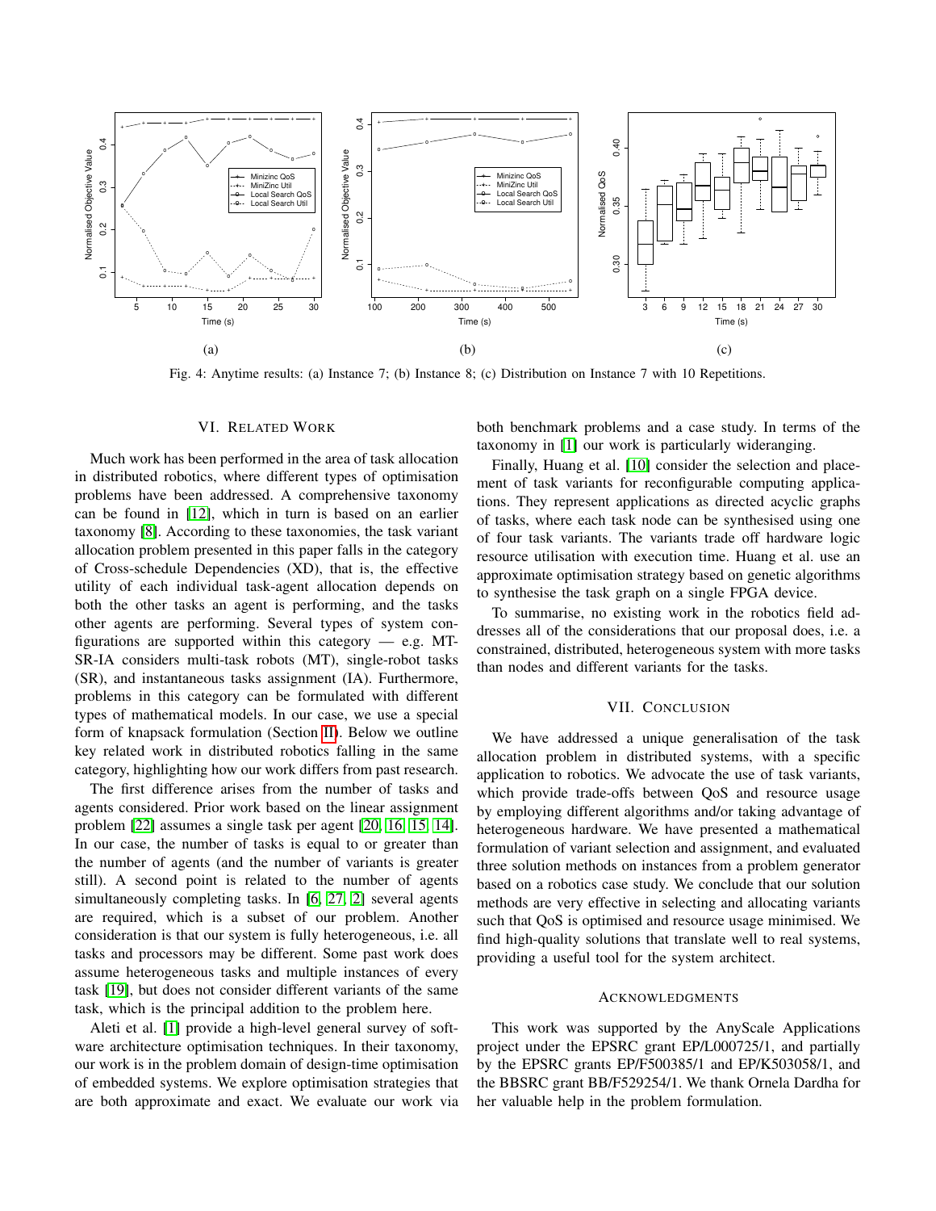Fig. 4: Anytime results: (a) Instance 7; (b) Instance 8; (c) Distribution on Instance 7 with 10 Repetitions.

## VI. Related Work

Much work has been performed in the area of task allocation in distributed robotics, where different types of optimisation problems have been addressed. A comprehensive taxonomy can be found in [12], which in turn is based on an earlier taxonomy [8]. According to these taxonomies, the task variant allocation problem presented in this paper falls in the category of Cross-schedule Dependencies (XD), that is, the effective utility of each individual task-agent allocation depends on both the other tasks an agent is performing, and the tasks other agents are performing. Several types of system configurations are supported within this category — e.g. MT-SR-IA considers multi-task robots (MT), single-robot tasks (SR), and instantaneous tasks assignment (IA). Furthermore, problems in this category can be formulated with different types of mathematical models. In our case, we use a special form of knapsack formulation (Section II). Below we outline key related work in distributed robotics falling in the same category, highlighting how our work differs from past research.

The first difference arises from the number of tasks and agents considered. Prior work based on the linear assignment problem [22] assumes a single task per agent [20, 16, 15, 14]. In our case, the number of tasks is equal to or greater than the number of agents (and the number of variants is greater still). A second point is related to the number of agents simultaneously completing tasks. In [6, 27, 2] several agents are required, which is a subset of our problem. Another consideration is that our system is fully heterogeneous, i.e. all tasks and processors may be different. Some past work does assume heterogeneous tasks and multiple instances of every task [19], but does not consider different variants of the same task, which is the principal addition to the problem here.

Aleti et al. [1] provide a high-level general survey of software architecture optimisation techniques. In their taxonomy, our work is in the problem domain of design-time optimisation of embedded systems. We explore optimisation strategies that are both approximate and exact. We evaluate our work via both benchmark problems and a case study. In terms of the taxonomy in [1] our work is particularly wideranging.

Finally, Huang et al. [10] consider the selection and placement of task variants for reconfigurable computing applications. They represent applications as directed acyclic graphs of tasks, where each task node can be synthesised using one of four task variants. The variants trade off hardware logic resource utilisation with execution time. Huang et al. use an approximate optimisation strategy based on genetic algorithms to synthesise the task graph on a single FPGA device.

To summarise, no existing work in the robotics field addresses all of the considerations that our proposal does, i.e. a constrained, distributed, heterogeneous system with more tasks than nodes and different variants for the tasks.

## VII. Conclusion

We have addressed a unique generalisation of the task allocation problem in distributed systems, with a specific application to robotics. We advocate the use of task variants, which provide trade-offs between QoS and resource usage by employing different algorithms and/or taking advantage of heterogeneous hardware. We have presented a mathematical formulation of variant selection and assignment, and evaluated three solution methods on instances from a problem generator based on a robotics case study. We conclude that our solution methods are very effective in selecting and allocating variants such that QoS is optimised and resource usage minimised. We find high-quality solutions that translate well to real systems, providing a useful tool for the system architect.

## Acknowledgments

This work was supported by the AnyScale Applications project under the EPSRC grant EP/L000725/1, and partially by the EPSRC grants EP/F500385/1 and EP/K503058/1, and the BBSRC grant BB/F529254/1. We thank Ornela Dardha for her valuable help in the problem formulation.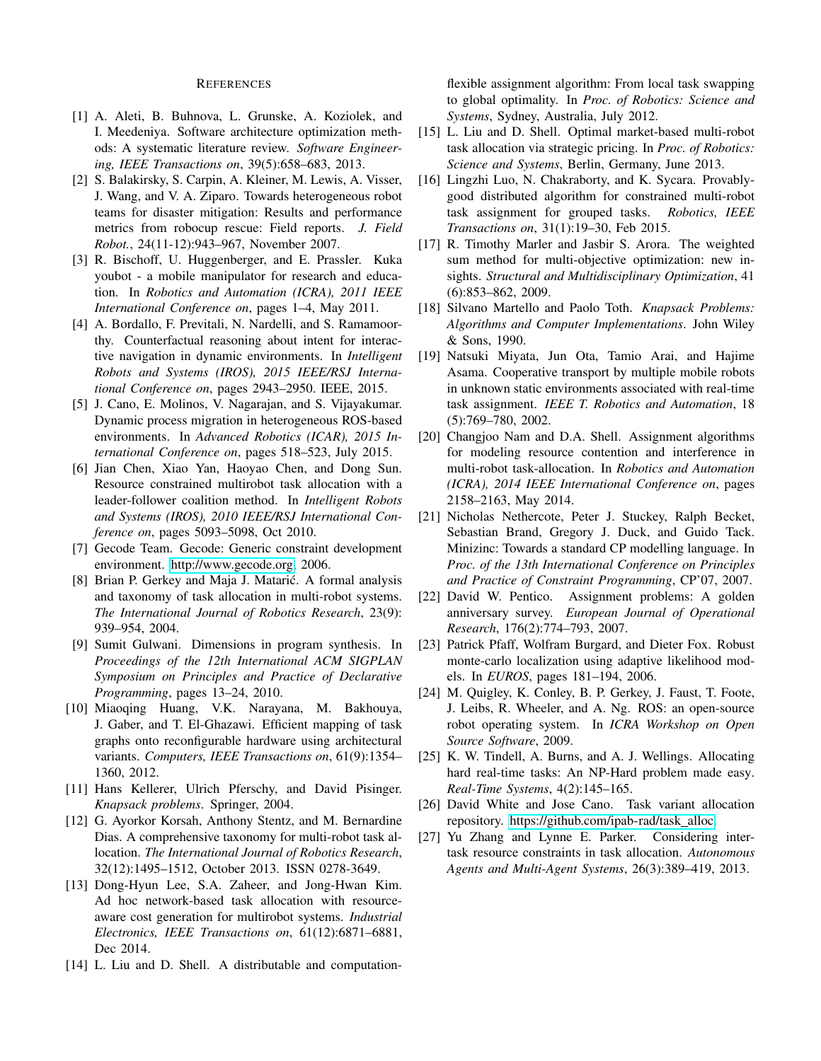## References

[1] A. Aleti, B. Buhnova, L. Grunske, A. Koziolek, and I. Meedeniya. Software architecture optimization methods: A systematic literature review. *Software Engineering, IEEE Transactions on*, 39(5):658–683, 2013.

[2] S. Balakirsky, S. Carpin, A. Kleiner, M. Lewis, A. Visser, J. Wang, and V. A. Ziparo. Towards heterogeneous robot teams for disaster mitigation: Results and performance metrics from robocup rescue: Field reports. *J. Field Robot.*, 24(11-12):943–967, November 2007.

[3] R. Bischoff, U. Huggenberger, and E. Prassler. Kuka youbot - a mobile manipulator for research and education. In *Robotics and Automation (ICRA), 2011 IEEE International Conference on*, pages 1–4, May 2011.

[4] A. Bordallo, F. Previtali, N. Nardelli, and S. Ramamoorthy. Counterfactual reasoning about intent for interactive navigation in dynamic environments. In *Intelligent Robots and Systems (IROS), 2015 IEEE/RSJ International Conference on*, pages 2943–2950. IEEE, 2015.

[5] J. Cano, E. Molinos, V. Nagarajan, and S. Vijayakumar. Dynamic process migration in heterogeneous ROS-based environments. In *Advanced Robotics (ICAR), 2015 International Conference on*, pages 518–523, July 2015.

[6] Jian Chen, Xiao Yan, Haoyao Chen, and Dong Sun. Resource constrained multirobot task allocation with a leader-follower coalition method. In *Intelligent Robots and Systems (IROS), 2010 IEEE/RSJ International Conference on*, pages 5093–5098, Oct 2010.

[7] Gecode Team. Gecode: Generic constraint development environment. http://www.gecode.org, 2006.

[8] Brian P. Gerkey and Maja J. Matarić. A formal analysis and taxonomy of task allocation in multi-robot systems. *The International Journal of Robotics Research*, 23(9): 939–954, 2004.

[9] Sumit Gulwani. Dimensions in program synthesis. In *Proceedings of the 12th International ACM SIGPLAN Symposium on Principles and Practice of Declarative Programming*, pages 13–24, 2010.

[10] Miaoqing Huang, V.K. Narayana, M. Bakhouya, J. Gaber, and T. El-Ghazawi. Efficient mapping of task graphs onto reconfigurable hardware using architectural variants. *Computers, IEEE Transactions on*, 61(9):1354–1360, 2012.

[11] Hans Kellerer, Ulrich Pferschy, and David Pisinger. *Knapsack problems*. Springer, 2004.

[12] G. Ayorkor Korsah, Anthony Stentz, and M. Bernardine Dias. A comprehensive taxonomy for multi-robot task allocation. *The International Journal of Robotics Research*, 32(12):1495–1512, October 2013. ISSN 0278-3649.

[13] Dong-Hyun Lee, S.A. Zaheer, and Jong-Hwan Kim. Ad hoc network-based task allocation with resource-aware cost generation for multirobot systems. *Industrial Electronics, IEEE Transactions on*, 61(12):6871–6881, Dec 2014.

[14] L. Liu and D. Shell. A distributable and computation-flexible assignment algorithm: From local task swapping to global optimality. In *Proc. of Robotics: Science and Systems*, Sydney, Australia, July 2012.

[15] L. Liu and D. Shell. Optimal market-based multi-robot task allocation via strategic pricing. In *Proc. of Robotics: Science and Systems*, Berlin, Germany, June 2013.

[16] Lingzhi Luo, N. Chakraborty, and K. Sycara. Provably-good distributed algorithm for constrained multi-robot task assignment for grouped tasks. *Robotics, IEEE Transactions on*, 31(1):19–30, Feb 2015.

[17] R. Timothy Marler and Jasbir S. Arora. The weighted sum method for multi-objective optimization: new insights. *Structural and Multidisciplinary Optimization*, 41 (6):853–862, 2009.

[18] Silvano Martello and Paolo Toth. *Knapsack Problems: Algorithms and Computer Implementations*. John Wiley & Sons, 1990.

[19] Natsuki Miyata, Jun Ota, Tamio Arai, and Hajime Asama. Cooperative transport by multiple mobile robots in unknown static environments associated with real-time task assignment. *IEEE T. Robotics and Automation*, 18 (5):769–780, 2002.

[20] Changjoo Nam and D.A. Shell. Assignment algorithms for modeling resource contention and interference in multi-robot task-allocation. In *Robotics and Automation (ICRA), 2014 IEEE International Conference on*, pages 2158–2163, May 2014.

[21] Nicholas Nethercote, Peter J. Stuckey, Ralph Becket, Sebastian Brand, Gregory J. Duck, and Guido Tack. Minizinc: Towards a standard CP modelling language. In *Proc. of the 13th International Conference on Principles and Practice of Constraint Programming*, CP'07, 2007.

[22] David W. Pentico. Assignment problems: A golden anniversary survey. *European Journal of Operational Research*, 176(2):774–793, 2007.

[23] Patrick Pfaff, Wolfram Burgard, and Dieter Fox. Robust monte-carlo localization using adaptive likelihood models. In *EUROS*, pages 181–194, 2006.

[24] M. Quigley, K. Conley, B. P. Gerkey, J. Faust, T. Foote, J. Leibs, R. Wheeler, and A. Ng. ROS: an open-source robot operating system. In *ICRA Workshop on Open Source Software*, 2009.

[25] K. W. Tindell, A. Burns, and A. J. Wellings. Allocating hard real-time tasks: An NP-Hard problem made easy. *Real-Time Systems*, 4(2):145–165.

[26] David White and Jose Cano. Task variant allocation repository. https://github.com/ipab-rad/task_alloc.

[27] Yu Zhang and Lynne E. Parker. Considering inter-task resource constraints in task allocation. *Autonomous Agents and Multi-Agent Systems*, 26(3):389–419, 2013.